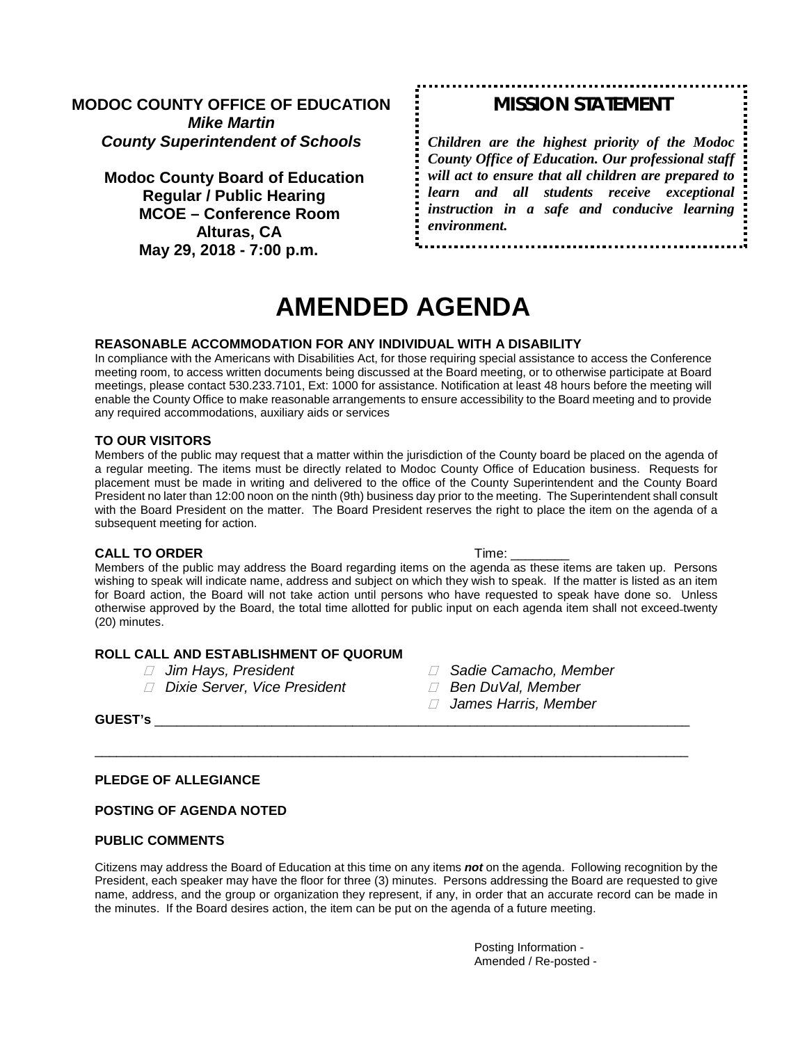**MODOC COUNTY OFFICE OF EDUCATION**
***Mike Martin***
***County Superintendent of Schools***

**Modoc County Board of Education**
**Regular / Public Hearing**
**MCOE – Conference Room**
**Alturas, CA**
**May 29, 2018 - 7:00 p.m.**

**MISSION STATEMENT**

***Children are the highest priority of the Modoc County Office of Education. Our professional staff will act to ensure that all children are prepared to learn and all students receive exceptional instruction in a safe and conducive learning environment.***

# AMENDED AGENDA

**REASONABLE ACCOMMODATION FOR ANY INDIVIDUAL WITH A DISABILITY**

In compliance with the Americans with Disabilities Act, for those requiring special assistance to access the Conference meeting room, to access written documents being discussed at the Board meeting, or to otherwise participate at Board meetings, please contact 530.233.7101, Ext: 1000 for assistance. Notification at least 48 hours before the meeting will enable the County Office to make reasonable arrangements to ensure accessibility to the Board meeting and to provide any required accommodations, auxiliary aids or services

**TO OUR VISITORS**

Members of the public may request that a matter within the jurisdiction of the County board be placed on the agenda of a regular meeting. The items must be directly related to Modoc County Office of Education business. Requests for placement must be made in writing and delivered to the office of the County Superintendent and the County Board President no later than 12:00 noon on the ninth (9th) business day prior to the meeting. The Superintendent shall consult with the Board President on the matter. The Board President reserves the right to place the item on the agenda of a subsequent meeting for action.

**CALL TO ORDER** Time: ________

Members of the public may address the Board regarding items on the agenda as these items are taken up. Persons wishing to speak will indicate name, address and subject on which they wish to speak. If the matter is listed as an item for Board action, the Board will not take action until persons who have requested to speak have done so. Unless otherwise approved by the Board, the total time allotted for public input on each agenda item shall not exceed twenty (20) minutes.

**ROLL CALL AND ESTABLISHMENT OF QUORUM**

- *Jim Hays, President*
- *Dixie Server, Vice President*
- *Sadie Camacho, Member*
- *Ben DuVal, Member*
- *James Harris, Member*

**GUEST's** ______________________________________________________________________________

______________________________________________________________________________________

**PLEDGE OF ALLEGIANCE**

**POSTING OF AGENDA NOTED**

**PUBLIC COMMENTS**

Citizens may address the Board of Education at this time on any items ***not*** on the agenda. Following recognition by the President, each speaker may have the floor for three (3) minutes. Persons addressing the Board are requested to give name, address, and the group or organization they represent, if any, in order that an accurate record can be made in the minutes. If the Board desires action, the item can be put on the agenda of a future meeting.

Posting Information -
Amended / Re-posted -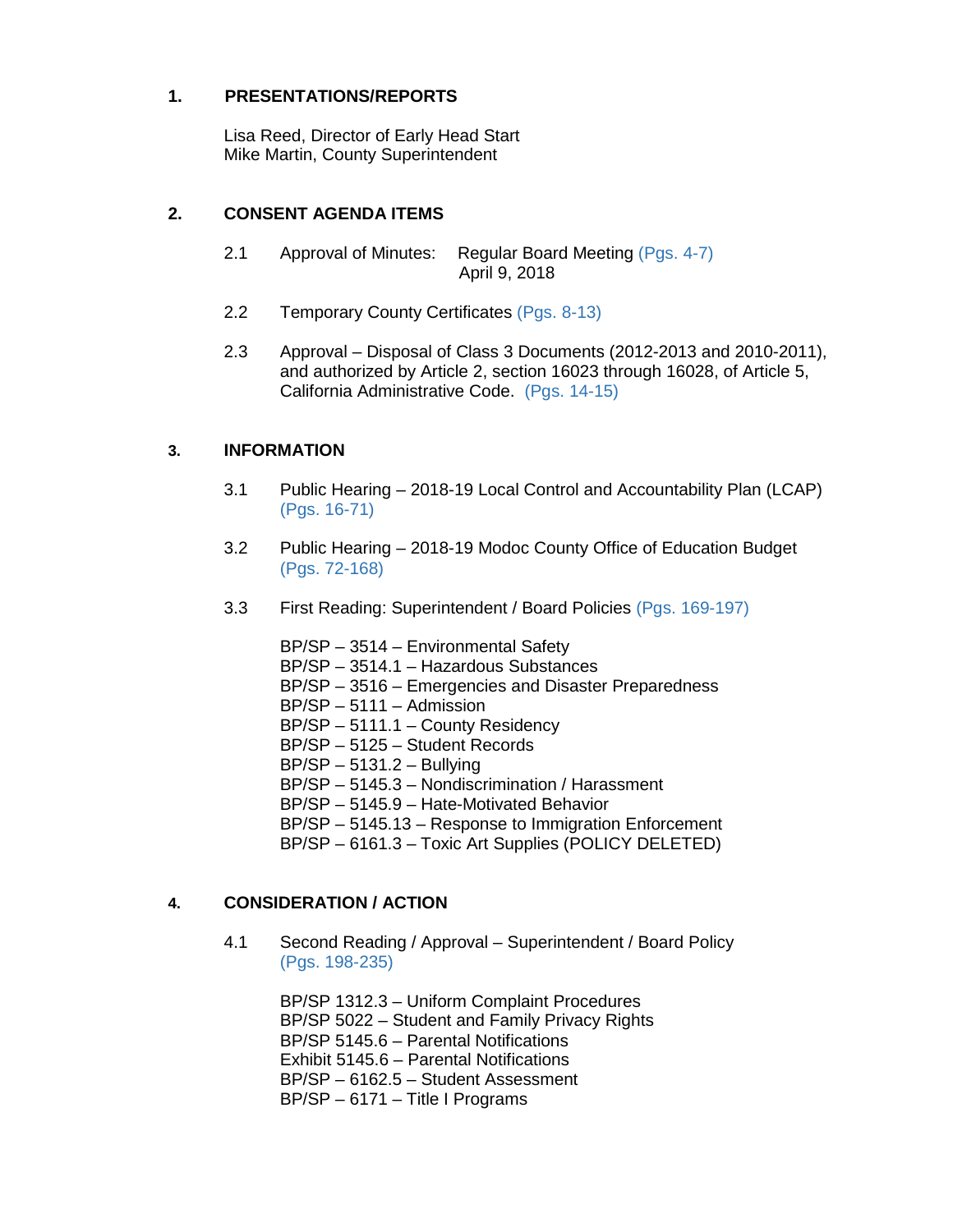## 1. PRESENTATIONS/REPORTS

Lisa Reed, Director of Early Head Start
Mike Martin, County Superintendent

## 2. CONSENT AGENDA ITEMS

2.1 Approval of Minutes: Regular Board Meeting (Pgs. 4-7)
April 9, 2018

2.2 Temporary County Certificates (Pgs. 8-13)

2.3 Approval – Disposal of Class 3 Documents (2012-2013 and 2010-2011), and authorized by Article 2, section 16023 through 16028, of Article 5, California Administrative Code. (Pgs. 14-15)

## 3. INFORMATION

3.1 Public Hearing – 2018-19 Local Control and Accountability Plan (LCAP) (Pgs. 16-71)

3.2 Public Hearing – 2018-19 Modoc County Office of Education Budget (Pgs. 72-168)

3.3 First Reading: Superintendent / Board Policies (Pgs. 169-197)

BP/SP – 3514 – Environmental Safety
BP/SP – 3514.1 – Hazardous Substances
BP/SP – 3516 – Emergencies and Disaster Preparedness
BP/SP – 5111 – Admission
BP/SP – 5111.1 – County Residency
BP/SP – 5125 – Student Records
BP/SP – 5131.2 – Bullying
BP/SP – 5145.3 – Nondiscrimination / Harassment
BP/SP – 5145.9 – Hate-Motivated Behavior
BP/SP – 5145.13 – Response to Immigration Enforcement
BP/SP – 6161.3 – Toxic Art Supplies (POLICY DELETED)

## 4. CONSIDERATION / ACTION

4.1 Second Reading / Approval – Superintendent / Board Policy (Pgs. 198-235)

BP/SP 1312.3 – Uniform Complaint Procedures
BP/SP 5022 – Student and Family Privacy Rights
BP/SP 5145.6 – Parental Notifications
Exhibit 5145.6 – Parental Notifications
BP/SP – 6162.5 – Student Assessment
BP/SP – 6171 – Title I Programs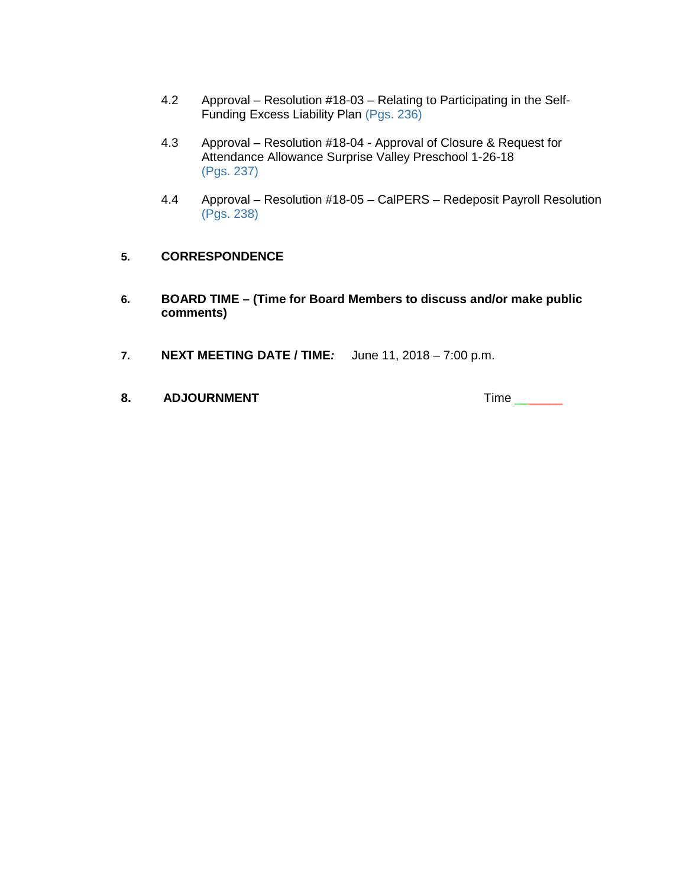4.2 Approval – Resolution #18-03 – Relating to Participating in the Self-Funding Excess Liability Plan (Pgs. 236)

4.3 Approval – Resolution #18-04 - Approval of Closure & Request for Attendance Allowance Surprise Valley Preschool 1-26-18 (Pgs. 237)

4.4 Approval – Resolution #18-05 – CalPERS – Redeposit Payroll Resolution (Pgs. 238)

**5. CORRESPONDENCE**

**6. BOARD TIME – (Time for Board Members to discuss and/or make public comments)**

**7. NEXT MEETING DATE / TIME:** June 11, 2018 – 7:00 p.m.

**8. ADJOURNMENT** Time _______